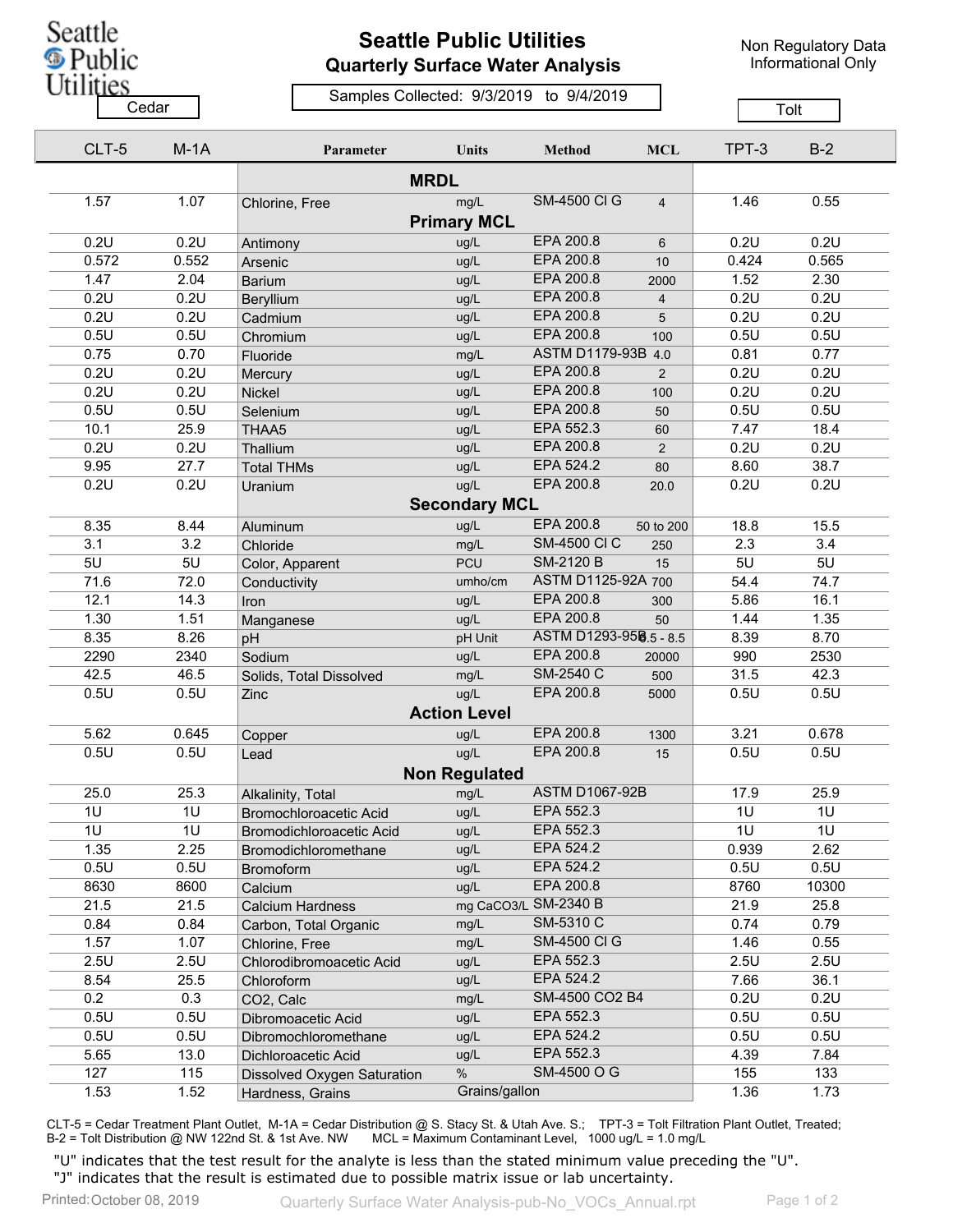# Seattle Public Utilities

## Quarterly Surface Water Analysis

Non Regulatory Data Informational Only

Samples Collected: 9/3/2019 to 9/4/2019

| Cedar | | | | | | Tolt | |
|---|---|---|---|---|---|---|---|
| **CLT-5** | **M-1A** | **Parameter** | **Units** | **Method** | **MCL** | **TPT-3** | **B-2** |
| | | **MRDL** | | | | | |
| 1.57 | 1.07 | Chlorine, Free | mg/L | SM-4500 Cl G | 4 | 1.46 | 0.55 |
| | | **Primary MCL** | | | | | |
| 0.2U | 0.2U | Antimony | ug/L | EPA 200.8 | 6 | 0.2U | 0.2U |
| 0.572 | 0.552 | Arsenic | ug/L | EPA 200.8 | 10 | 0.424 | 0.565 |
| 1.47 | 2.04 | Barium | ug/L | EPA 200.8 | 2000 | 1.52 | 2.30 |
| 0.2U | 0.2U | Beryllium | ug/L | EPA 200.8 | 4 | 0.2U | 0.2U |
| 0.2U | 0.2U | Cadmium | ug/L | EPA 200.8 | 5 | 0.2U | 0.2U |
| 0.5U | 0.5U | Chromium | ug/L | EPA 200.8 | 100 | 0.5U | 0.5U |
| 0.75 | 0.70 | Fluoride | mg/L | ASTM D1179-93B | 4.0 | 0.81 | 0.77 |
| 0.2U | 0.2U | Mercury | ug/L | EPA 200.8 | 2 | 0.2U | 0.2U |
| 0.2U | 0.2U | Nickel | ug/L | EPA 200.8 | 100 | 0.2U | 0.2U |
| 0.5U | 0.5U | Selenium | ug/L | EPA 200.8 | 50 | 0.5U | 0.5U |
| 10.1 | 25.9 | THAA5 | ug/L | EPA 552.3 | 60 | 7.47 | 18.4 |
| 0.2U | 0.2U | Thallium | ug/L | EPA 200.8 | 2 | 0.2U | 0.2U |
| 9.95 | 27.7 | Total THMs | ug/L | EPA 524.2 | 80 | 8.60 | 38.7 |
| 0.2U | 0.2U | Uranium | ug/L | EPA 200.8 | 20.0 | 0.2U | 0.2U |
| | | **Secondary MCL** | | | | | |
| 8.35 | 8.44 | Aluminum | ug/L | EPA 200.8 | 50 to 200 | 18.8 | 15.5 |
| 3.1 | 3.2 | Chloride | mg/L | SM-4500 Cl C | 250 | 2.3 | 3.4 |
| 5U | 5U | Color, Apparent | PCU | SM-2120 B | 15 | 5U | 5U |
| 71.6 | 72.0 | Conductivity | umho/cm | ASTM D1125-92A | 700 | 54.4 | 74.7 |
| 12.1 | 14.3 | Iron | ug/L | EPA 200.8 | 300 | 5.86 | 16.1 |
| 1.30 | 1.51 | Manganese | ug/L | EPA 200.8 | 50 | 1.44 | 1.35 |
| 8.35 | 8.26 | pH | pH Unit | ASTM D1293-95B | 6.5 - 8.5 | 8.39 | 8.70 |
| 2290 | 2340 | Sodium | ug/L | EPA 200.8 | 20000 | 990 | 2530 |
| 42.5 | 46.5 | Solids, Total Dissolved | mg/L | SM-2540 C | 500 | 31.5 | 42.3 |
| 0.5U | 0.5U | Zinc | ug/L | EPA 200.8 | 5000 | 0.5U | 0.5U |
| | | **Action Level** | | | | | |
| 5.62 | 0.645 | Copper | ug/L | EPA 200.8 | 1300 | 3.21 | 0.678 |
| 0.5U | 0.5U | Lead | ug/L | EPA 200.8 | 15 | 0.5U | 0.5U |
| | | **Non Regulated** | | | | | |
| 25.0 | 25.3 | Alkalinity, Total | mg/L | ASTM D1067-92B | | 17.9 | 25.9 |
| 1U | 1U | Bromochloroacetic Acid | ug/L | EPA 552.3 | | 1U | 1U |
| 1U | 1U | Bromodichloroacetic Acid | ug/L | EPA 552.3 | | 1U | 1U |
| 1.35 | 2.25 | Bromodichloromethane | ug/L | EPA 524.2 | | 0.939 | 2.62 |
| 0.5U | 0.5U | Bromoform | ug/L | EPA 524.2 | | 0.5U | 0.5U |
| 8630 | 8600 | Calcium | ug/L | EPA 200.8 | | 8760 | 10300 |
| 21.5 | 21.5 | Calcium Hardness | mg CaCO3/L | SM-2340 B | | 21.9 | 25.8 |
| 0.84 | 0.84 | Carbon, Total Organic | mg/L | SM-5310 C | | 0.74 | 0.79 |
| 1.57 | 1.07 | Chlorine, Free | mg/L | SM-4500 Cl G | | 1.46 | 0.55 |
| 2.5U | 2.5U | Chlorodibromoacetic Acid | ug/L | EPA 552.3 | | 2.5U | 2.5U |
| 8.54 | 25.5 | Chloroform | ug/L | EPA 524.2 | | 7.66 | 36.1 |
| 0.2 | 0.3 | CO2, Calc | mg/L | SM-4500 CO2 B4 | | 0.2U | 0.2U |
| 0.5U | 0.5U | Dibromoacetic Acid | ug/L | EPA 552.3 | | 0.5U | 0.5U |
| 0.5U | 0.5U | Dibromochloromethane | ug/L | EPA 524.2 | | 0.5U | 0.5U |
| 5.65 | 13.0 | Dichloroacetic Acid | ug/L | EPA 552.3 | | 4.39 | 7.84 |
| 127 | 115 | Dissolved Oxygen Saturation | % | SM-4500 O G | | 155 | 133 |
| 1.53 | 1.52 | Hardness, Grains | Grains/gallon | | | 1.36 | 1.73 |

CLT-5 = Cedar Treatment Plant Outlet, M-1A = Cedar Distribution @ S. Stacy St. & Utah Ave. S.; TPT-3 = Tolt Filtration Plant Outlet, Treated; B-2 = Tolt Distribution @ NW 122nd St. & 1st Ave. NW MCL = Maximum Contaminant Level, 1000 ug/L = 1.0 mg/L

"U" indicates that the test result for the analyte is less than the stated minimum value preceding the "U".
"J" indicates that the result is estimated due to possible matrix issue or lab uncertainty.

Printed: October 08, 2019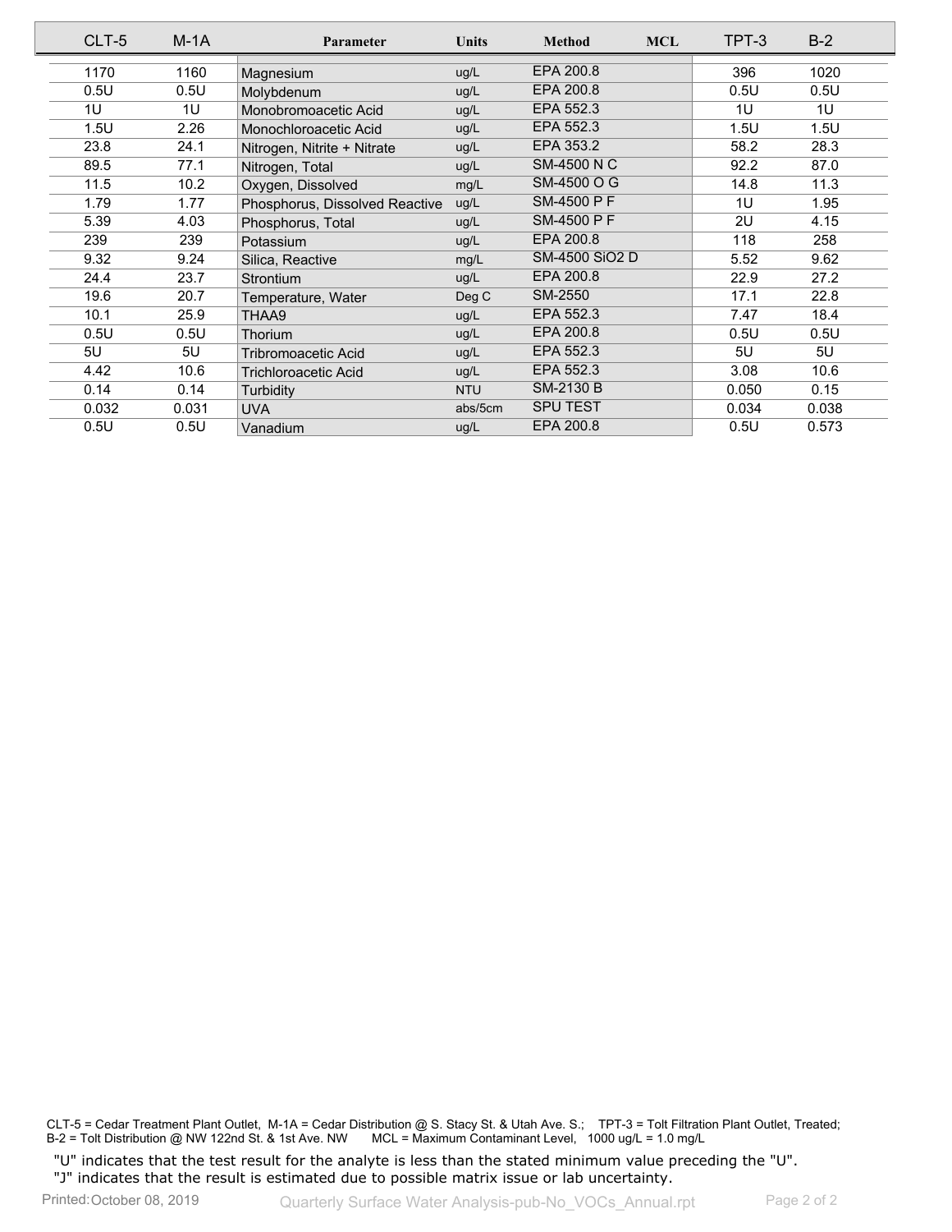| CLT-5 | M-1A | Parameter | Units | Method | MCL | TPT-3 | B-2 |
|---|---|---|---|---|---|---|---|
| 1170 | 1160 | Magnesium | ug/L | EPA 200.8 | | 396 | 1020 |
| 0.5U | 0.5U | Molybdenum | ug/L | EPA 200.8 | | 0.5U | 0.5U |
| 1U | 1U | Monobromoacetic Acid | ug/L | EPA 552.3 | | 1U | 1U |
| 1.5U | 2.26 | Monochloroacetic Acid | ug/L | EPA 552.3 | | 1.5U | 1.5U |
| 23.8 | 24.1 | Nitrogen, Nitrite + Nitrate | ug/L | EPA 353.2 | | 58.2 | 28.3 |
| 89.5 | 77.1 | Nitrogen, Total | ug/L | SM-4500 N C | | 92.2 | 87.0 |
| 11.5 | 10.2 | Oxygen, Dissolved | mg/L | SM-4500 O G | | 14.8 | 11.3 |
| 1.79 | 1.77 | Phosphorus, Dissolved Reactive | ug/L | SM-4500 P F | | 1U | 1.95 |
| 5.39 | 4.03 | Phosphorus, Total | ug/L | SM-4500 P F | | 2U | 4.15 |
| 239 | 239 | Potassium | ug/L | EPA 200.8 | | 118 | 258 |
| 9.32 | 9.24 | Silica, Reactive | mg/L | SM-4500 SiO2 D | | 5.52 | 9.62 |
| 24.4 | 23.7 | Strontium | ug/L | EPA 200.8 | | 22.9 | 27.2 |
| 19.6 | 20.7 | Temperature, Water | Deg C | SM-2550 | | 17.1 | 22.8 |
| 10.1 | 25.9 | THAA9 | ug/L | EPA 552.3 | | 7.47 | 18.4 |
| 0.5U | 0.5U | Thorium | ug/L | EPA 200.8 | | 0.5U | 0.5U |
| 5U | 5U | Tribromoacetic Acid | ug/L | EPA 552.3 | | 5U | 5U |
| 4.42 | 10.6 | Trichloroacetic Acid | ug/L | EPA 552.3 | | 3.08 | 10.6 |
| 0.14 | 0.14 | Turbidity | NTU | SM-2130 B | | 0.050 | 0.15 |
| 0.032 | 0.031 | UVA | abs/5cm | SPU TEST | | 0.034 | 0.038 |
| 0.5U | 0.5U | Vanadium | ug/L | EPA 200.8 | | 0.5U | 0.573 |

CLT-5 = Cedar Treatment Plant Outlet, M-1A = Cedar Distribution @ S. Stacy St. & Utah Ave. S.; TPT-3 = Tolt Filtration Plant Outlet, Treated; B-2 = Tolt Distribution @ NW 122nd St. & 1st Ave. NW MCL = Maximum Contaminant Level, 1000 ug/L = 1.0 mg/L

"U" indicates that the test result for the analyte is less than the stated minimum value preceding the "U".
"J" indicates that the result is estimated due to possible matrix issue or lab uncertainty.

Printed: October 08, 2019